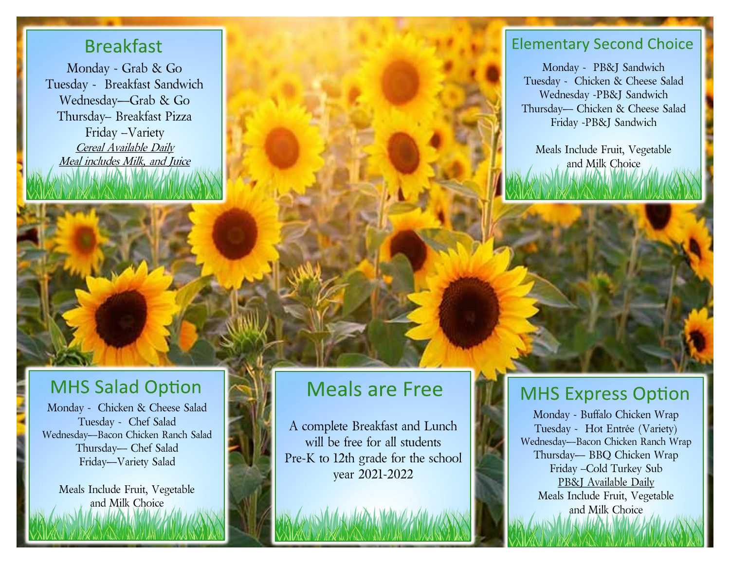## Breakfast

Monday - Grab & Go
Tuesday - Breakfast Sandwich
Wednesday—Grab & Go
Thursday– Breakfast Pizza
Friday –Variety

*Cereal Available Daily*
*Meal includes Milk, and Juice*

## Elementary Second Choice

Monday - PB&J Sandwich
Tuesday - Chicken & Cheese Salad
Wednesday -PB&J Sandwich
Thursday— Chicken & Cheese Salad
Friday -PB&J Sandwich

Meals Include Fruit, Vegetable and Milk Choice

## MHS Salad Option

Monday - Chicken & Cheese Salad
Tuesday - Chef Salad
Wednesday—Bacon Chicken Ranch Salad
Thursday— Chef Salad
Friday—Variety Salad

Meals Include Fruit, Vegetable and Milk Choice

## Meals are Free

A complete Breakfast and Lunch will be free for all students Pre-K to 12th grade for the school year 2021-2022

## MHS Express Option

Monday - Buffalo Chicken Wrap
Tuesday - Hot Entrée (Variety)
Wednesday—Bacon Chicken Ranch Wrap
Thursday— BBQ Chicken Wrap
Friday –Cold Turkey Sub

PB&J Available Daily

Meals Include Fruit, Vegetable and Milk Choice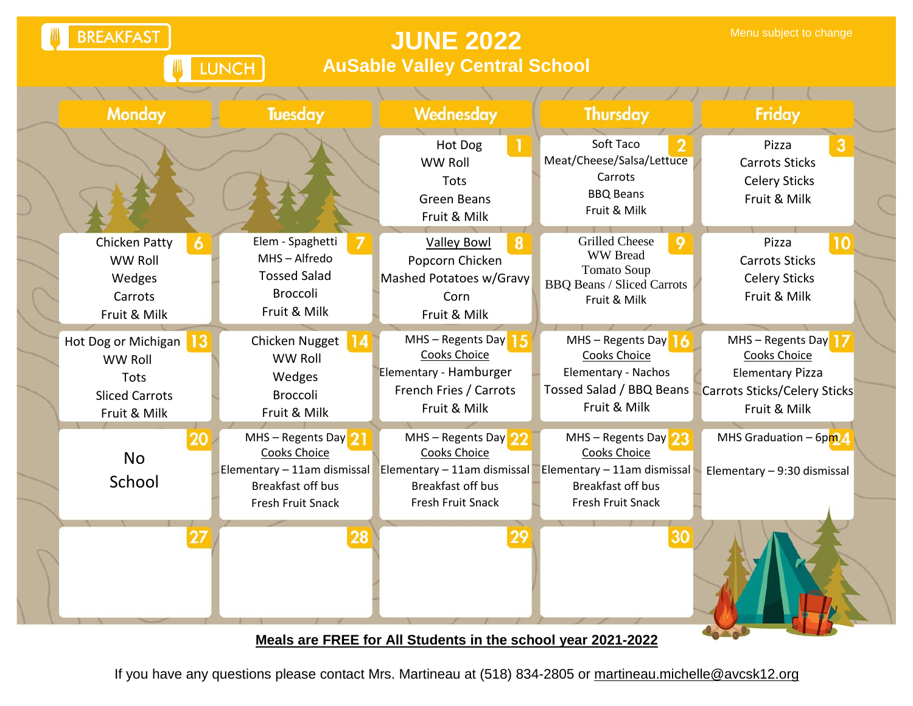BREAKFAST

LUNCH

# JUNE 2022

## AuSable Valley Central School

Menu subject to change

| Monday | Tuesday | Wednesday | Thursday | Friday |
|---|---|---|---|---|
| | | **1** Hot Dog<br>WW Roll<br>Tots<br>Green Beans<br>Fruit & Milk | **2** Soft Taco<br>Meat/Cheese/Salsa/Lettuce<br>Carrots<br>BBQ Beans<br>Fruit & Milk | **3** Pizza<br>Carrots Sticks<br>Celery Sticks<br>Fruit & Milk |
| **6** Chicken Patty<br>WW Roll<br>Wedges<br>Carrots<br>Fruit & Milk | **7** Elem - Spaghetti<br>MHS – Alfredo<br>Tossed Salad<br>Broccoli<br>Fruit & Milk | **8** Valley Bowl<br>Popcorn Chicken<br>Mashed Potatoes w/Gravy<br>Corn<br>Fruit & Milk | **9** Grilled Cheese<br>WW Bread<br>Tomato Soup<br>BBQ Beans / Sliced Carrots<br>Fruit & Milk | **10** Pizza<br>Carrots Sticks<br>Celery Sticks<br>Fruit & Milk |
| **13** Hot Dog or Michigan<br>WW Roll<br>Tots<br>Sliced Carrots<br>Fruit & Milk | **14** Chicken Nugget<br>WW Roll<br>Wedges<br>Broccoli<br>Fruit & Milk | **15** MHS – Regents Day<br>Cooks Choice<br>Elementary - Hamburger<br>French Fries / Carrots<br>Fruit & Milk | **16** MHS – Regents Day<br>Cooks Choice<br>Elementary - Nachos<br>Tossed Salad / BBQ Beans<br>Fruit & Milk | **17** MHS – Regents Day<br>Cooks Choice<br>Elementary Pizza<br>Carrots Sticks/Celery Sticks<br>Fruit & Milk |
| **20** No School | **21** MHS – Regents Day<br>Cooks Choice<br>Elementary – 11am dismissal<br>Breakfast off bus<br>Fresh Fruit Snack | **22** MHS – Regents Day<br>Cooks Choice<br>Elementary – 11am dismissal<br>Breakfast off bus<br>Fresh Fruit Snack | **23** MHS – Regents Day<br>Cooks Choice<br>Elementary – 11am dismissal<br>Breakfast off bus<br>Fresh Fruit Snack | **24** MHS Graduation – 6pm<br>Elementary – 9:30 dismissal |
| **27** | **28** | **29** | **30** | |

**Meals are FREE for All Students in the school year 2021-2022**

If you have any questions please contact Mrs. Martineau at (518) 834-2805 or martineau.michelle@avcsk12.org